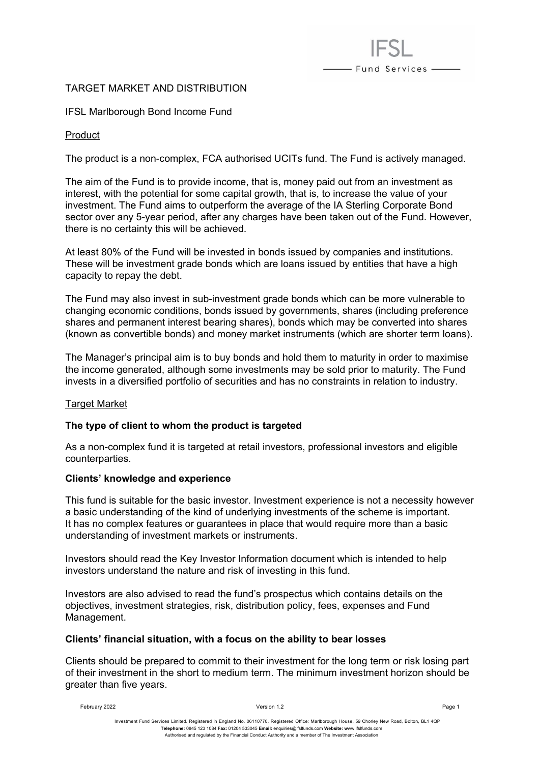# TARGET MARKET AND DISTRIBUTION

## IFSL Marlborough Bond Income Fund

### Product

The product is a non-complex, FCA authorised UCITs fund. The Fund is actively managed.

The aim of the Fund is to provide income, that is, money paid out from an investment as interest, with the potential for some capital growth, that is, to increase the value of your investment. The Fund aims to outperform the average of the IA Sterling Corporate Bond sector over any 5-year period, after any charges have been taken out of the Fund. However, there is no certainty this will be achieved.

At least 80% of the Fund will be invested in bonds issued by companies and institutions. These will be investment grade bonds which are loans issued by entities that have a high capacity to repay the debt.

The Fund may also invest in sub-investment grade bonds which can be more vulnerable to changing economic conditions, bonds issued by governments, shares (including preference shares and permanent interest bearing shares), bonds which may be converted into shares (known as convertible bonds) and money market instruments (which are shorter term loans).

The Manager's principal aim is to buy bonds and hold them to maturity in order to maximise the income generated, although some investments may be sold prior to maturity. The Fund invests in a diversified portfolio of securities and has no constraints in relation to industry.

### Target Market

**The type of client to whom the product is targeted**

As a non-complex fund it is targeted at retail investors, professional investors and eligible counterparties.

**Clients' knowledge and experience**

This fund is suitable for the basic investor. Investment experience is not a necessity however a basic understanding of the kind of underlying investments of the scheme is important. It has no complex features or guarantees in place that would require more than a basic understanding of investment markets or instruments.

Investors should read the Key Investor Information document which is intended to help investors understand the nature and risk of investing in this fund.

Investors are also advised to read the fund's prospectus which contains details on the objectives, investment strategies, risk, distribution policy, fees, expenses and Fund Management.

**Clients' financial situation, with a focus on the ability to bear losses**

Clients should be prepared to commit to their investment for the long term or risk losing part of their investment in the short to medium term. The minimum investment horizon should be greater than five years.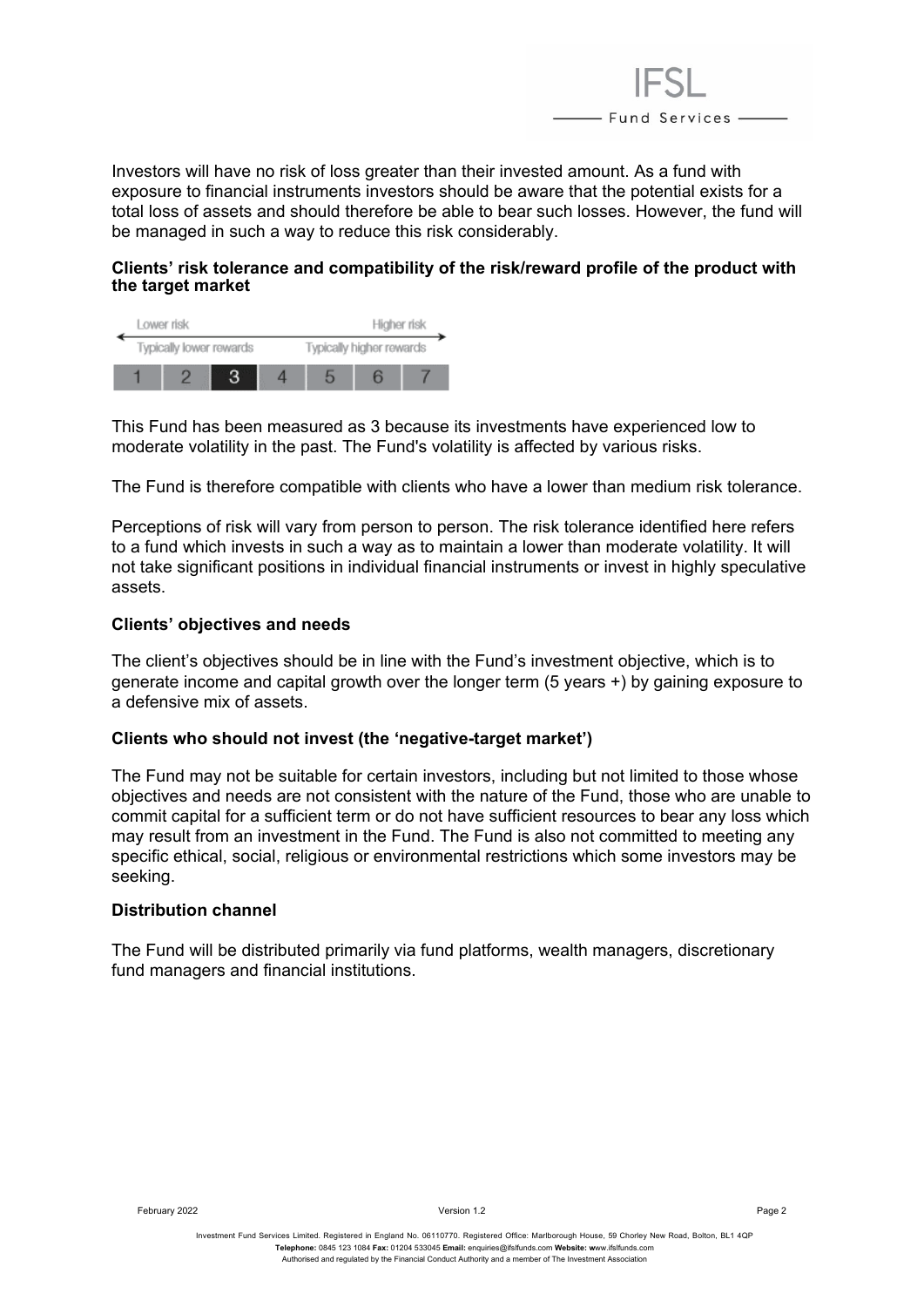Investors will have no risk of loss greater than their invested amount. As a fund with exposure to financial instruments investors should be aware that the potential exists for a total loss of assets and should therefore be able to bear such losses. However, the fund will be managed in such a way to reduce this risk considerably.

**Clients' risk tolerance and compatibility of the risk/reward profile of the product with the target market**

Lower risk
Higher risk
Typically lower rewards
Typically higher rewards
1 2 3 4 5 6 7

This Fund has been measured as 3 because its investments have experienced low to moderate volatility in the past. The Fund's volatility is affected by various risks.

The Fund is therefore compatible with clients who have a lower than medium risk tolerance.

Perceptions of risk will vary from person to person. The risk tolerance identified here refers to a fund which invests in such a way as to maintain a lower than moderate volatility. It will not take significant positions in individual financial instruments or invest in highly speculative assets.

**Clients' objectives and needs**

The client's objectives should be in line with the Fund's investment objective, which is to generate income and capital growth over the longer term (5 years +) by gaining exposure to a defensive mix of assets.

**Clients who should not invest (the 'negative-target market')**

The Fund may not be suitable for certain investors, including but not limited to those whose objectives and needs are not consistent with the nature of the Fund, those who are unable to commit capital for a sufficient term or do not have sufficient resources to bear any loss which may result from an investment in the Fund. The Fund is also not committed to meeting any specific ethical, social, religious or environmental restrictions which some investors may be seeking.

**Distribution channel**

The Fund will be distributed primarily via fund platforms, wealth managers, discretionary fund managers and financial institutions.